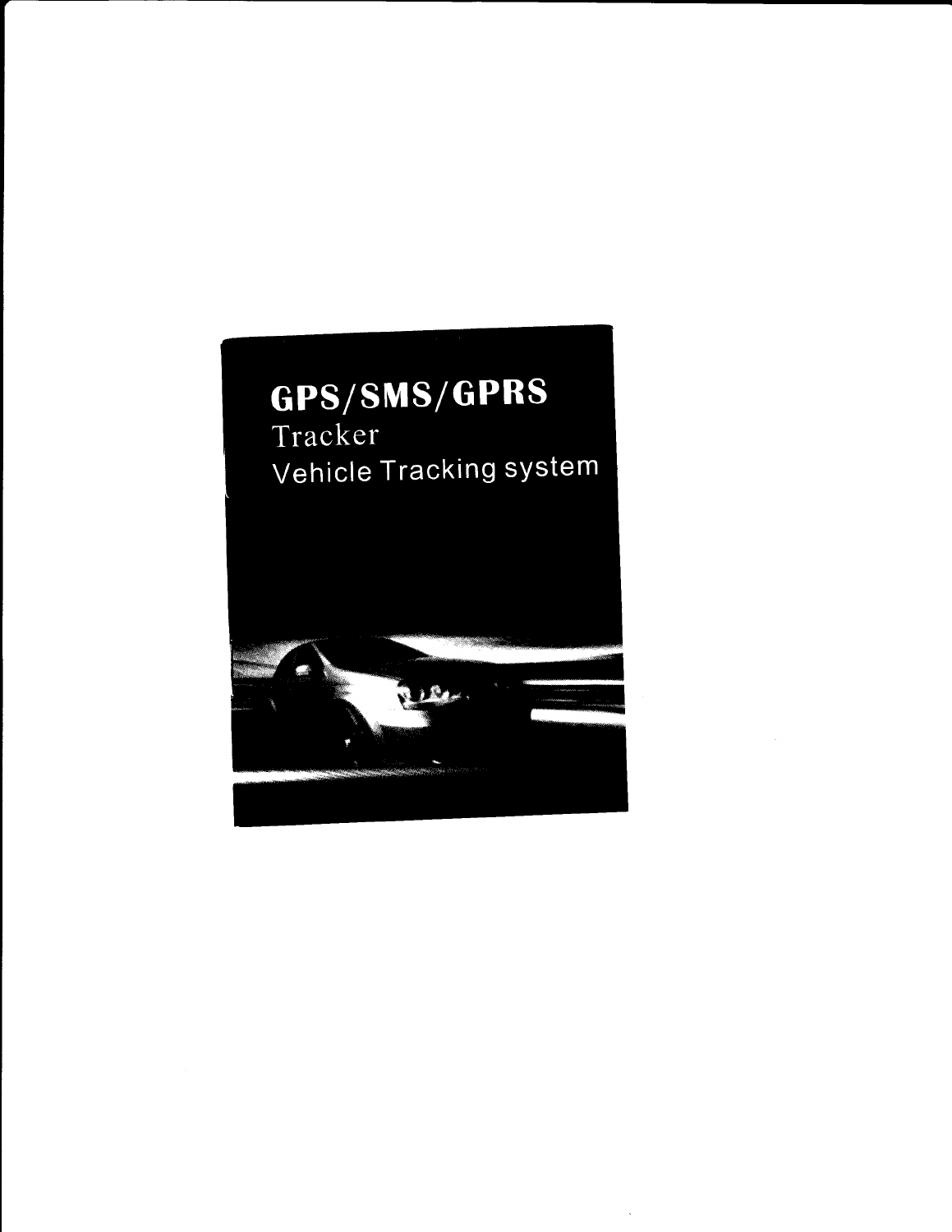# GPS/SMS/GPRS

Tracker

Vehicle Tracking system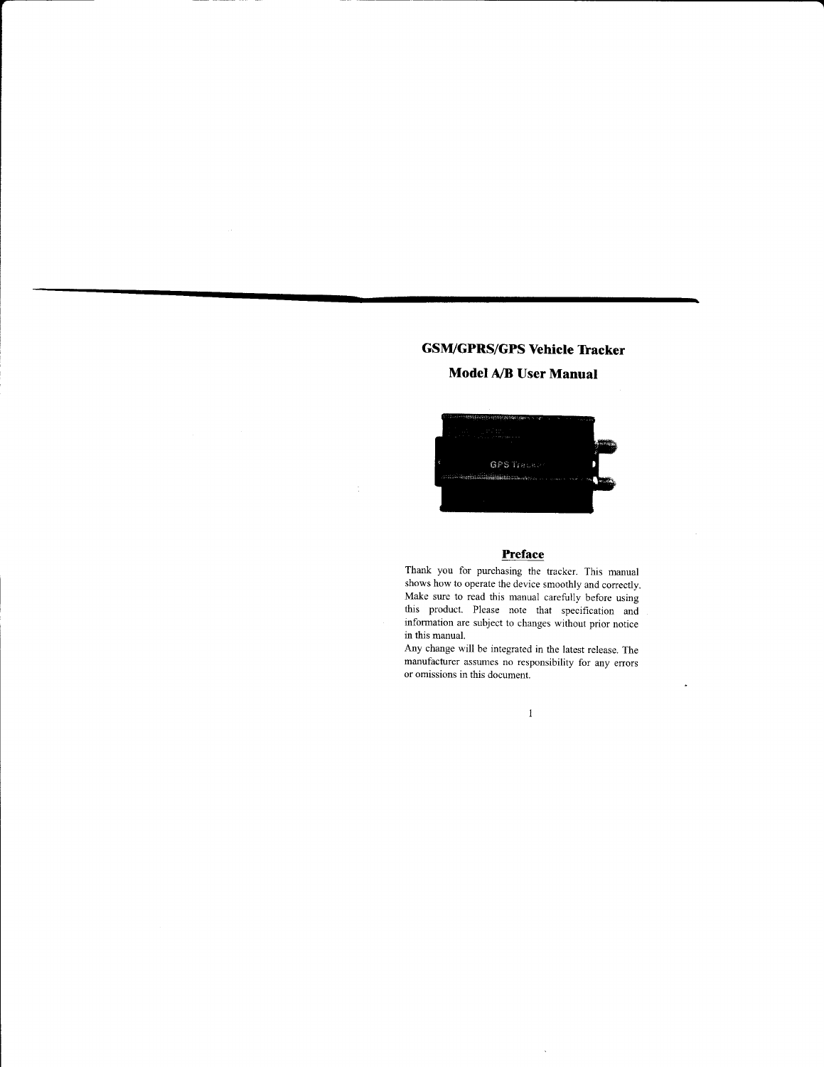# GSM/GPRS/GPS Vehicle Tracker

## Model A/B User Manual

## Preface

Thank you for purchasing the tracker. This manual shows how to operate the device smoothly and correctly. Make sure to read this manual carefully before using this product. Please note that specification and information are subject to changes without prior notice in this manual.

Any change will be integrated in the latest release. The manufacturer assumes no responsibility for any errors or omissions in this document.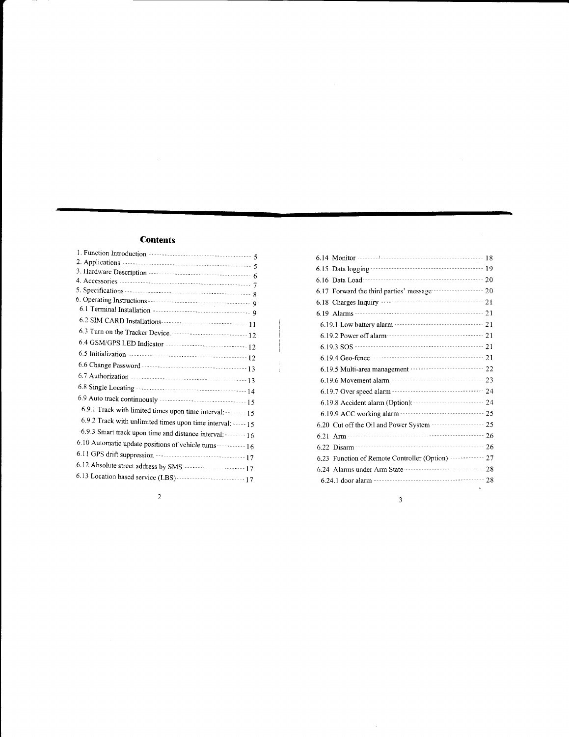## Contents

- 1. Function Introduction ----- 5
- 2. Applications ----- 5
- 3. Hardware Description ----- 6
- 4. Accessories ----- 7
- 5. Specifications ----- 8
- 6. Operating Instructions ----- 9
  - 6.1 Terminal Installation ----- 9
  - 6.2 SIM CARD Installations ----- 11
  - 6.3 Turn on the Tracker Device ----- 12
  - 6.4 GSM/GPS LED Indicator ----- 12
  - 6.5 Initialization ----- 12
  - 6.6 Change Password ----- 13
  - 6.7 Authorization ----- 13
  - 6.8 Single Locating ----- 14
  - 6.9 Auto track continuously ----- 15
    - 6.9.1 Track with limited times upon time interval: ----- 15
    - 6.9.2 Track with unlimited times upon time interval: ----- 15
    - 6.9.3 Smart track upon time and distance interval: ----- 16
  - 6.10 Automatic update positions of vehicle turns ----- 16
  - 6.11 GPS drift suppression ----- 17
  - 6.12 Absolute street address by SMS ----- 17
  - 6.13 Location based service (LBS) ----- 17
  - 6.14 Monitor ----- 18
  - 6.15 Data logging ----- 19
  - 6.16 Data Load ----- 20
  - 6.17 Forward the third parties' message ----- 20
  - 6.18 Charges Inquiry ----- 21
  - 6.19 Alarms ----- 21
    - 6.19.1 Low battery alarm ----- 21
    - 6.19.2 Power off alarm ----- 21
    - 6.19.3 SOS ----- 21
    - 6.19.4 Geo-fence ----- 21
    - 6.19.5 Multi-area management ----- 22
    - 6.19.6 Movement alarm ----- 23
    - 6.19.7 Over speed alarm ----- 24
    - 6.19.8 Accident alarm (Option): ----- 24
    - 6.19.9 ACC working alarm ----- 25
  - 6.20 Cut off the Oil and Power System ----- 25
  - 6.21 Arm ----- 26
  - 6.22 Disarm ----- 26
  - 6.23 Function of Remote Controller (Option) ----- 27
  - 6.24 Alarms under Arm State ----- 28
    - 6.24.1 door alarm ----- 28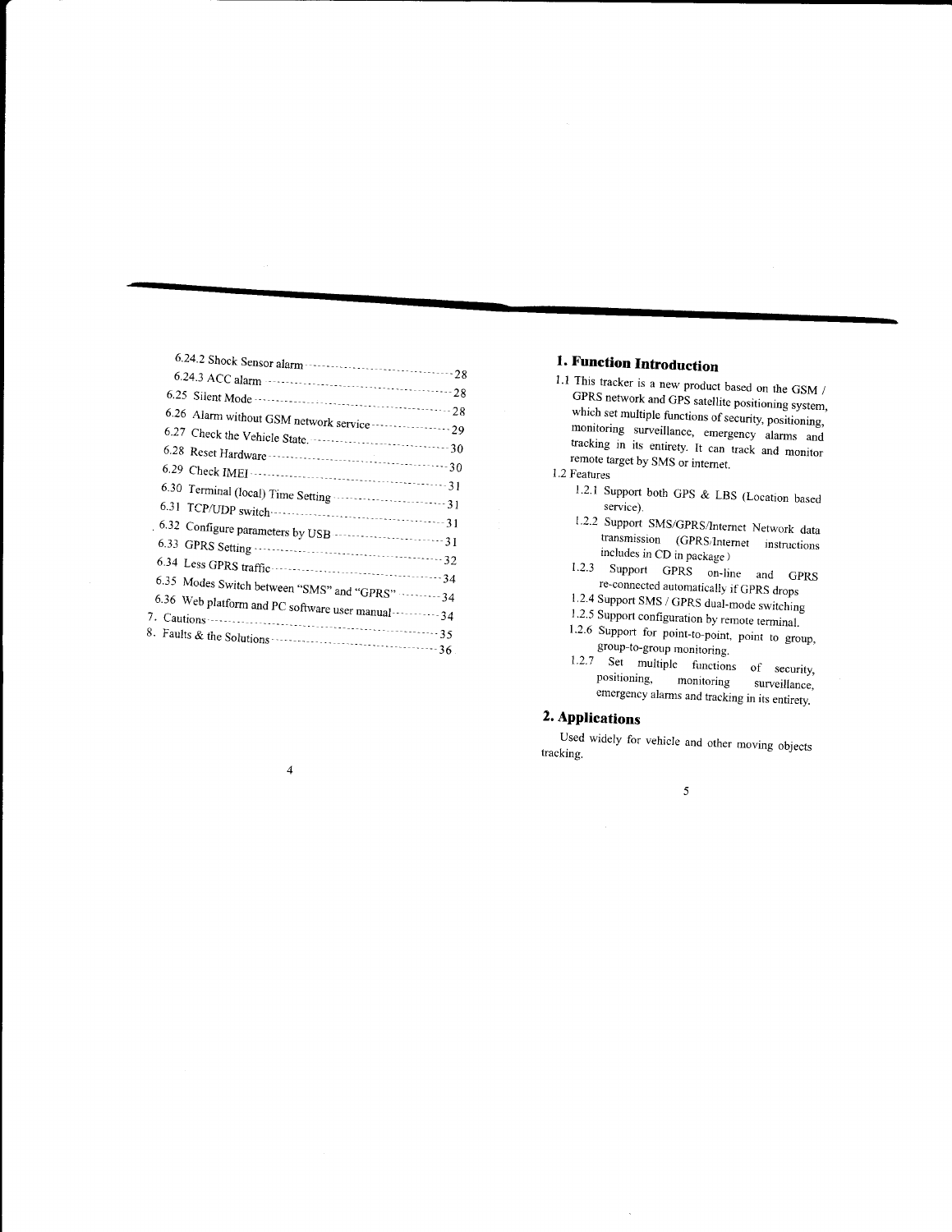6.24.2 Shock Sensor alarm ---------------------------------- 28
6.24.3 ACC alarm ---------------------------------------------- 28
6.25 Silent Mode ----------------------------------------------- 28
6.26 Alarm without GSM network service ----------------- 29
6.27 Check the Vehicle State. ------------------------------ 30
6.28 Reset Hardware ------------------------------------------ 30
6.29 Check IMEI ----------------------------------------------- 31
6.30 Terminal (local) Time Setting ------------------------ 31
6.31 TCP/UDP switch ----------------------------------------- 31
6.32 Configure parameters by USB ----------------------- 31
6.33 GPRS Setting -------------------------------------------- 32
6.34 Less GPRS traffic --------------------------------------- 34
6.35 Modes Switch between "SMS" and "GPRS" --------- 34
6.36 Web platform and PC software user manual ---------- 34
7. Cautions -------------------------------------------------------- 35
8. Faults & the Solutions ---------------------------------------- 36

## 1. Function Introduction

1.1 This tracker is a new product based on the GSM / GPRS network and GPS satellite positioning system, which set multiple functions of security, positioning, monitoring surveillance, emergency alarms and tracking in its entirety. It can track and monitor remote target by SMS or internet.

1.2 Features

- 1.2.1 Support both GPS & LBS (Location based service).
- 1.2.2 Support SMS/GPRS/Internet Network data transmission (GPRS/Internet instructions includes in CD in package)
- 1.2.3 Support GPRS on-line and GPRS re-connected automatically if GPRS drops
- 1.2.4 Support SMS / GPRS dual-mode switching
- 1.2.5 Support configuration by remote terminal.
- 1.2.6 Support for point-to-point, point to group, group-to-group monitoring.
- 1.2.7 Set multiple functions of security, positioning, monitoring surveillance, emergency alarms and tracking in its entirety.

## 2. Applications

Used widely for vehicle and other moving objects tracking.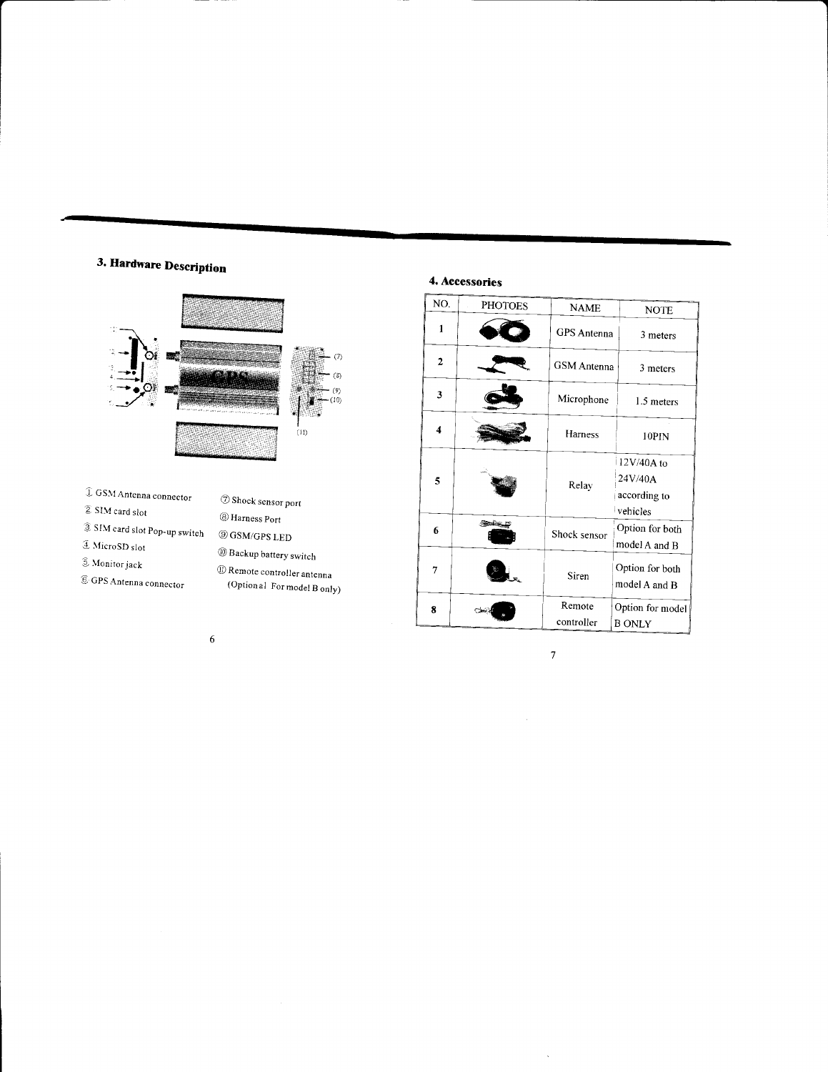## 3. Hardware Description

① GSM Antenna connector
② SIM card slot
③ SIM card slot Pop-up switch
④ MicroSD slot
⑤ Monitor jack
⑥ GPS Antenna connector
⑦ Shock sensor port
⑧ Harness Port
⑨ GSM/GPS LED
⑩ Backup battery switch
⑪ Remote controller antenna (Optional For model B only)

## 4. Accessories

| NO. | PHOTOES | NAME | NOTE |
|---|---|---|---|
| 1 | | GPS Antenna | 3 meters |
| 2 | | GSM Antenna | 3 meters |
| 3 | | Microphone | 1.5 meters |
| 4 | | Harness | 10PIN |
| 5 | | Relay | 12V/40A to 24V/40A according to vehicles |
| 6 | | Shock sensor | Option for both model A and B |
| 7 | | Siren | Option for both model A and B |
| 8 | | Remote controller | Option for model B ONLY |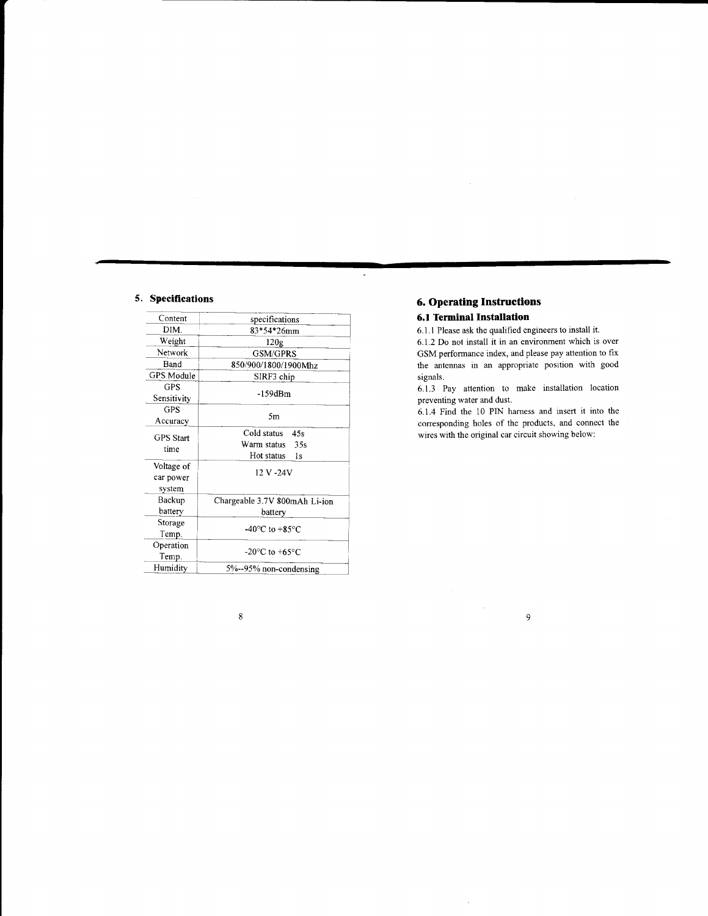## 5. Specifications

| Content | specifications |
| --- | --- |
| DIM. | 83*54*26mm |
| Weight | 120g |
| Network | GSM/GPRS |
| Band | 850/900/1800/1900Mhz |
| GPS Module | SIRF3 chip |
| GPS Sensitivity | -159dBm |
| GPS Accuracy | 5m |
| GPS Start time | Cold status 45s<br>Warm status 35s<br>Hot status 1s |
| Voltage of car power system | 12 V -24V |
| Backup battery | Chargeable 3.7V 800mAh Li-ion battery |
| Storage Temp. | -40°C to +85°C |
| Operation Temp. | -20°C to +65°C |
| Humidity | 5%--95% non-condensing |

## 6. Operating Instructions

### 6.1 Terminal Installation

6.1.1 Please ask the qualified engineers to install it.

6.1.2 Do not install it in an environment which is over GSM performance index, and please pay attention to fix the antennas in an appropriate position with good signals.

6.1.3 Pay attention to make installation location preventing water and dust.

6.1.4 Find the 10 PIN harness and insert it into the corresponding holes of the products, and connect the wires with the original car circuit showing below: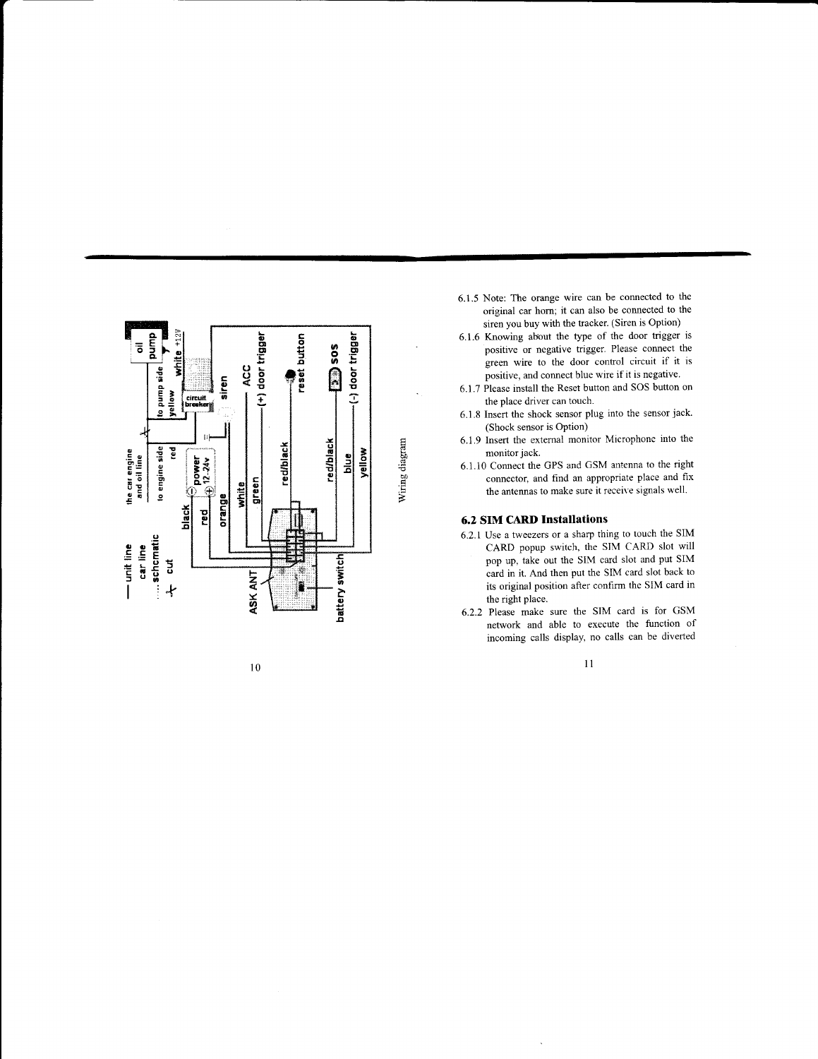Wiring diagram

6.1.5 Note: The orange wire can be connected to the original car horn; it can also be connected to the siren you buy with the tracker. (Siren is Option)

6.1.6 Knowing about the type of the door trigger is positive or negative trigger. Please connect the green wire to the door control circuit if it is positive, and connect blue wire if it is negative.

6.1.7 Please install the Reset button and SOS button on the place driver can touch.

6.1.8 Insert the shock sensor plug into the sensor jack. (Shock sensor is Option)

6.1.9 Insert the external monitor Microphone into the monitor jack.

6.1.10 Connect the GPS and GSM antenna to the right connector, and find an appropriate place and fix the antennas to make sure it receive signals well.

## 6.2 SIM CARD Installations

6.2.1 Use a tweezers or a sharp thing to touch the SIM CARD popup switch, the SIM CARD slot will pop up, take out the SIM card slot and put SIM card in it. And then put the SIM card slot back to its original position after confirm the SIM card in the right place.

6.2.2 Please make sure the SIM card is for GSM network and able to execute the function of incoming calls display, no calls can be diverted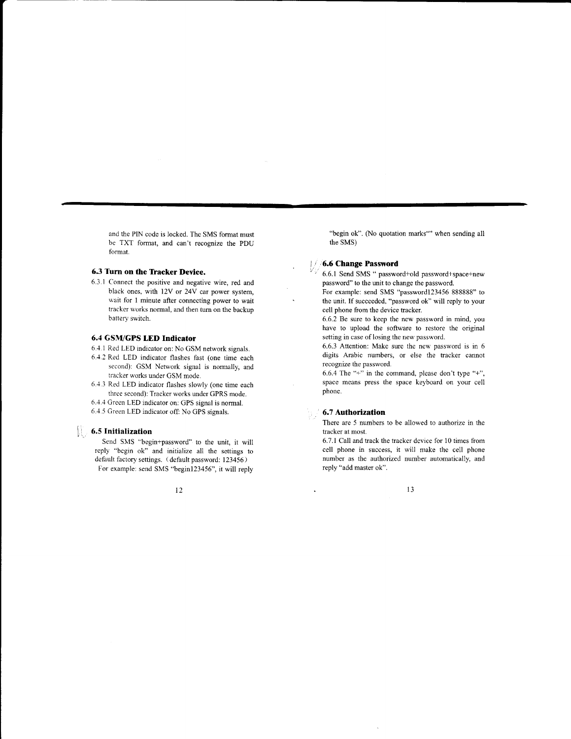and the PIN code is locked. The SMS format must be TXT format, and can't recognize the PDU format.

### 6.3 Turn on the Tracker Device.

6.3.1 Connect the positive and negative wire, red and black ones, with 12V or 24V car power system, wait for 1 minute after connecting power to wait tracker works normal, and then turn on the backup battery switch.

### 6.4 GSM/GPS LED Indicator

6.4.1 Red LED indicator on: No GSM network signals.

6.4.2 Red LED indicator flashes fast (one time each second): GSM Network signal is normally, and tracker works under GSM mode.

6.4.3 Red LED indicator flashes slowly (one time each three second): Tracker works under GPRS mode.

6.4.4 Green LED indicator on: GPS signal is normal.

6.4.5 Green LED indicator off: No GPS signals.

### 6.5 Initialization

Send SMS "begin+password" to the unit, it will reply "begin ok" and initialize all the settings to default factory settings. (default password: 123456)

For example: send SMS "begin123456", it will reply "begin ok". (No quotation marks"" when sending all the SMS)

### 6.6 Change Password

6.6.1 Send SMS " password+old password+space+new password" to the unit to change the password.

For example: send SMS "password123456 888888" to the unit. If succeeded, "password ok" will reply to your cell phone from the device tracker.

6.6.2 Be sure to keep the new password in mind, you have to upload the software to restore the original setting in case of losing the new password.

6.6.3 Attention: Make sure the new password is in 6 digits Arabic numbers, or else the tracker cannot recognize the password.

6.6.4 The "+" in the command, please don't type "+", space means press the space keyboard on your cell phone.

### 6.7 Authorization

There are 5 numbers to be allowed to authorize in the tracker at most.

6.7.1 Call and track the tracker device for 10 times from cell phone in success, it will make the cell phone number as the authorized number automatically, and reply "add master ok".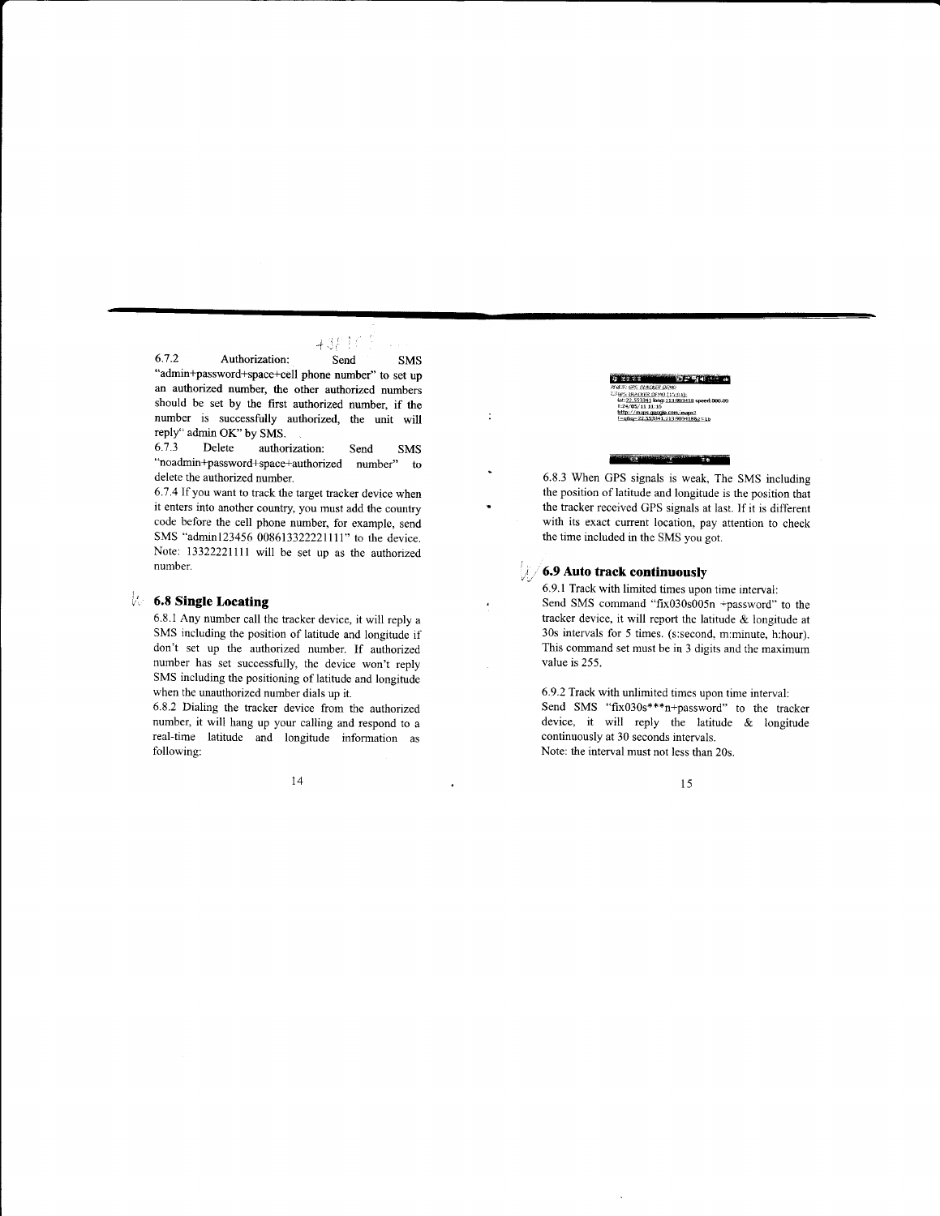6.7.2 Authorization: Send SMS "admin+password+space+cell phone number" to set up an authorized number, the other authorized numbers should be set by the first authorized number, if the number is successfully authorized, the unit will reply" admin OK" by SMS.

6.7.3 Delete authorization: Send SMS "noadmin+password+space+authorized number" to delete the authorized number.

6.7.4 If you want to track the target tracker device when it enters into another country, you must add the country code before the cell phone number, for example, send SMS "admin123456 008613322221111" to the device. Note: 13322221111 will be set up as the authorized number.

### 6.8 Single Locating

6.8.1 Any number call the tracker device, it will reply a SMS including the position of latitude and longitude if don't set up the authorized number. If authorized number has set successfully, the device won't reply SMS including the positioning of latitude and longitude when the unauthorized number dials up it.

6.8.2 Dialing the tracker device from the authorized number, it will hang up your calling and respond to a real-time latitude and longitude information as following:

6.8.3 When GPS signals is weak, The SMS including the position of latitude and longitude is the position that the tracker received GPS signals at last. If it is different with its exact current location, pay attention to check the time included in the SMS you got.

### 6.9 Auto track continuously

6.9.1 Track with limited times upon time interval: Send SMS command "fix030s005n +password" to the tracker device, it will report the latitude & longitude at 30s intervals for 5 times. (s:second, m:minute, h:hour). This command set must be in 3 digits and the maximum value is 255.

6.9.2 Track with unlimited times upon time interval: Send SMS "fix030s***n+password" to the tracker device, it will reply the latitude & longitude continuously at 30 seconds intervals.

Note: the interval must not less than 20s.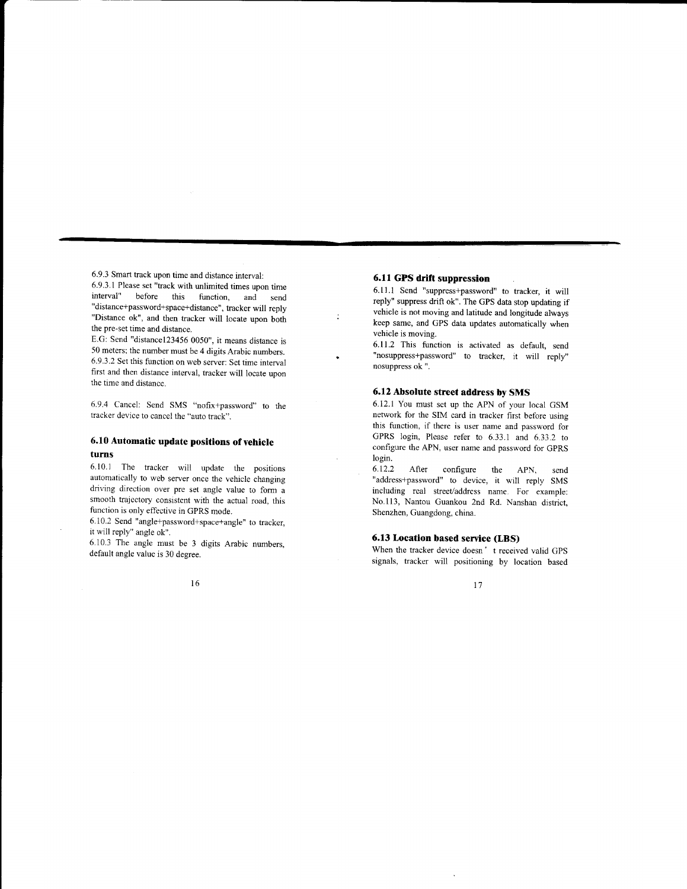6.9.3 Smart track upon time and distance interval:

6.9.3.1 Please set "track with unlimited times upon time interval" before this function, and send "distance+password+space+distance", tracker will reply "Distance ok", and then tracker will locate upon both the pre-set time and distance.

E.G: Send "distance123456 0050", it means distance is 50 meters; the number must be 4 digits Arabic numbers.

6.9.3.2 Set this function on web server: Set time interval first and then distance interval, tracker will locate upon the time and distance.

6.9.4 Cancel: Send SMS "nofix+password" to the tracker device to cancel the "auto track".

## 6.10 Automatic update positions of vehicle turns

6.10.1 The tracker will update the positions automatically to web server once the vehicle changing driving direction over pre set angle value to form a smooth trajectory consistent with the actual road, this function is only effective in GPRS mode.

6.10.2 Send "angle+password+space+angle" to tracker, it will reply" angle ok".

6.10.3 The angle must be 3 digits Arabic numbers, default angle value is 30 degree.

## 6.11 GPS drift suppression

6.11.1 Send "suppress+password" to tracker, it will reply" suppress drift ok". The GPS data stop updating if vehicle is not moving and latitude and longitude always keep same, and GPS data updates automatically when vehicle is moving.

6.11.2 This function is activated as default, send "nosuppress+password" to tracker, it will reply" nosuppress ok ".

## 6.12 Absolute street address by SMS

6.12.1 You must set up the APN of your local GSM network for the SIM card in tracker first before using this function, if there is user name and password for GPRS login, Please refer to 6.33.1 and 6.33.2 to configure the APN, user name and password for GPRS login.

6.12.2 After configure the APN, send "address+password" to device, it will reply SMS including real street/address name. For example: No.113, Nantou Guankou 2nd Rd. Nanshan district, Shenzhen, Guangdong, china.

## 6.13 Location based service (LBS)

When the tracker device doesn' t received valid GPS signals, tracker will positioning by location based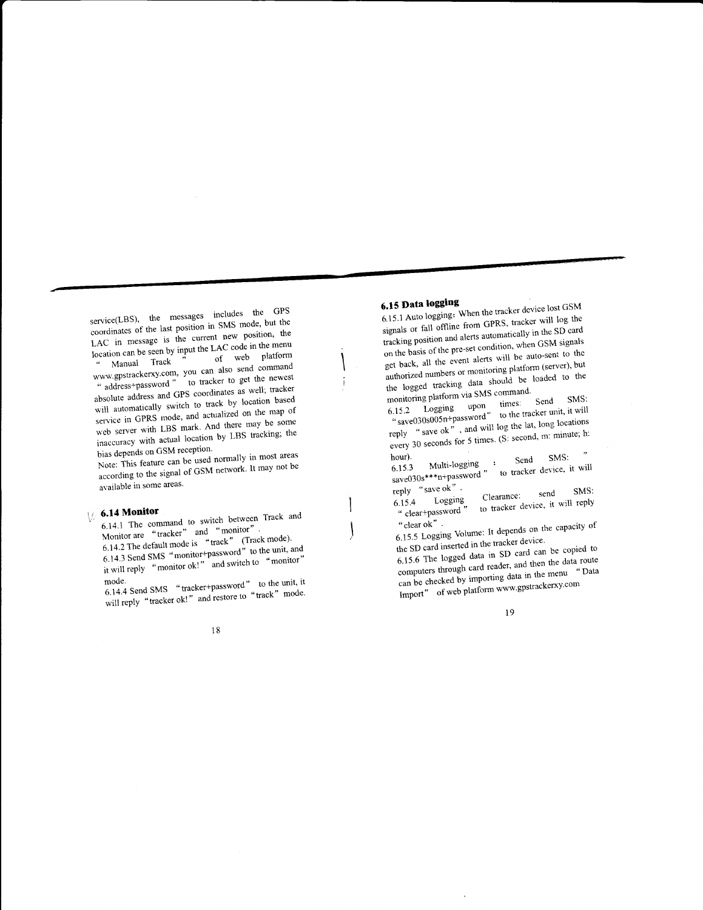service(LBS), the messages includes the GPS coordinates of the last position in SMS mode, but the LAC in message is the current new position, the location can be seen by input the LAC code in the menu " Manual Track " of web platform www.gpstrackerxy.com, you can also send command " address+password " to tracker to get the newest absolute address and GPS coordinates as well; tracker will automatically switch to track by location based service in GPRS mode, and actualized on the map of web server with LBS mark. And there may be some inaccuracy with actual location by LBS tracking; the bias depends on GSM reception.

Note: This feature can be used normally in most areas according to the signal of GSM network. It may not be available in some areas.

## 6.14 Monitor

6.14.1 The command to switch between Track and Monitor are "tracker" and "monitor".

6.14.2 The default mode is "track" (Track mode).

6.14.3 Send SMS "monitor+password" to the unit, and it will reply "monitor ok!" and switch to "monitor" mode.

6.14.4 Send SMS "tracker+password" to the unit, it will reply "tracker ok!" and restore to "track" mode.

## 6.15 Data logging

6.15.1 Auto logging: When the tracker device lost GSM signals or fall offline from GPRS, tracker will log the tracking position and alerts automatically in the SD card on the basis of the pre-set condition, when GSM signals get back, all the event alerts will be auto-sent to the authorized numbers or monitoring platform (server), but the logged tracking data should be loaded to the monitoring platform via SMS command.

6.15.2 Logging upon times: Send SMS: "save030s005n+password" to the tracker unit, it will reply "save ok", and will log the lat, long locations every 30 seconds for 5 times. (S: second, m: minute; h: hour).

6.15.3 Multi-logging : Send SMS: " save030s***n+password " to tracker device, it will reply "save ok".

6.15.4 Logging Clearance: send SMS: " clear+password " to tracker device, it will reply "clear ok".

6.15.5 Logging Volume: It depends on the capacity of the SD card inserted in the tracker device.

6.15.6 The logged data in SD card can be copied to computers through card reader, and then the data route can be checked by importing data in the menu "Data Import" of web platform www.gpstrackerxy.com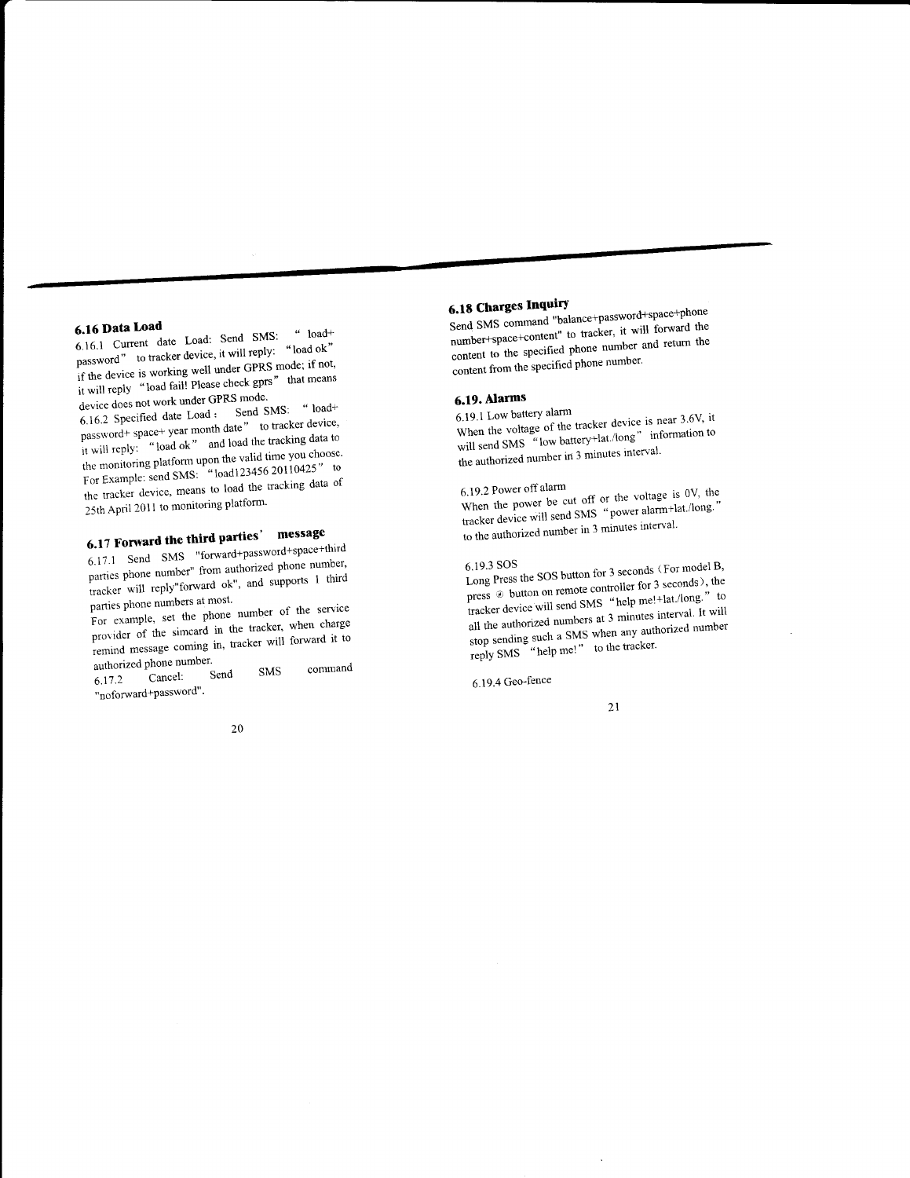## 6.16 Data Load

6.16.1 Current date Load: Send SMS: "load+password" to tracker device, it will reply: "load ok" if the device is working well under GPRS mode; if not, it will reply "load fail! Please check gprs" that means device does not work under GPRS mode.

6.16.2 Specified date Load: Send SMS: "load+password+ space+ year month date" to tracker device, it will reply: "load ok" and load the tracking data to the monitoring platform upon the valid time you choose. For Example: send SMS: "load123456 20110425" to the tracker device, means to load the tracking data of 25th April 2011 to monitoring platform.

## 6.17 Forward the third parties' message

6.17.1 Send SMS "forward+password+space+third parties phone number" from authorized phone number, tracker will reply"forward ok", and supports 1 third parties phone numbers at most.

For example, set the phone number of the service provider of the simcard in the tracker, when charge remind message coming in, tracker will forward it to authorized phone number.

6.17.2 Cancel: Send SMS command "noforward+password".

## 6.18 Charges Inquiry

Send SMS command "balance+password+space+phone number+space+content" to tracker, it will forward the content to the specified phone number and return the content from the specified phone number.

## 6.19. Alarms

6.19.1 Low battery alarm

When the voltage of the tracker device is near 3.6V, it will send SMS "low battery+lat./long" information to the authorized number in 3 minutes interval.

6.19.2 Power off alarm

When the power be cut off or the voltage is 0V, the tracker device will send SMS "power alarm+lat./long." to the authorized number in 3 minutes interval.

6.19.3 SOS

Long Press the SOS button for 3 seconds (For model B, press ⊛ button on remote controller for 3 seconds), the tracker device will send SMS "help me!+lat./long." to all the authorized numbers at 3 minutes interval. It will stop sending such a SMS when any authorized number reply SMS "help me!" to the tracker.

6.19.4 Geo-fence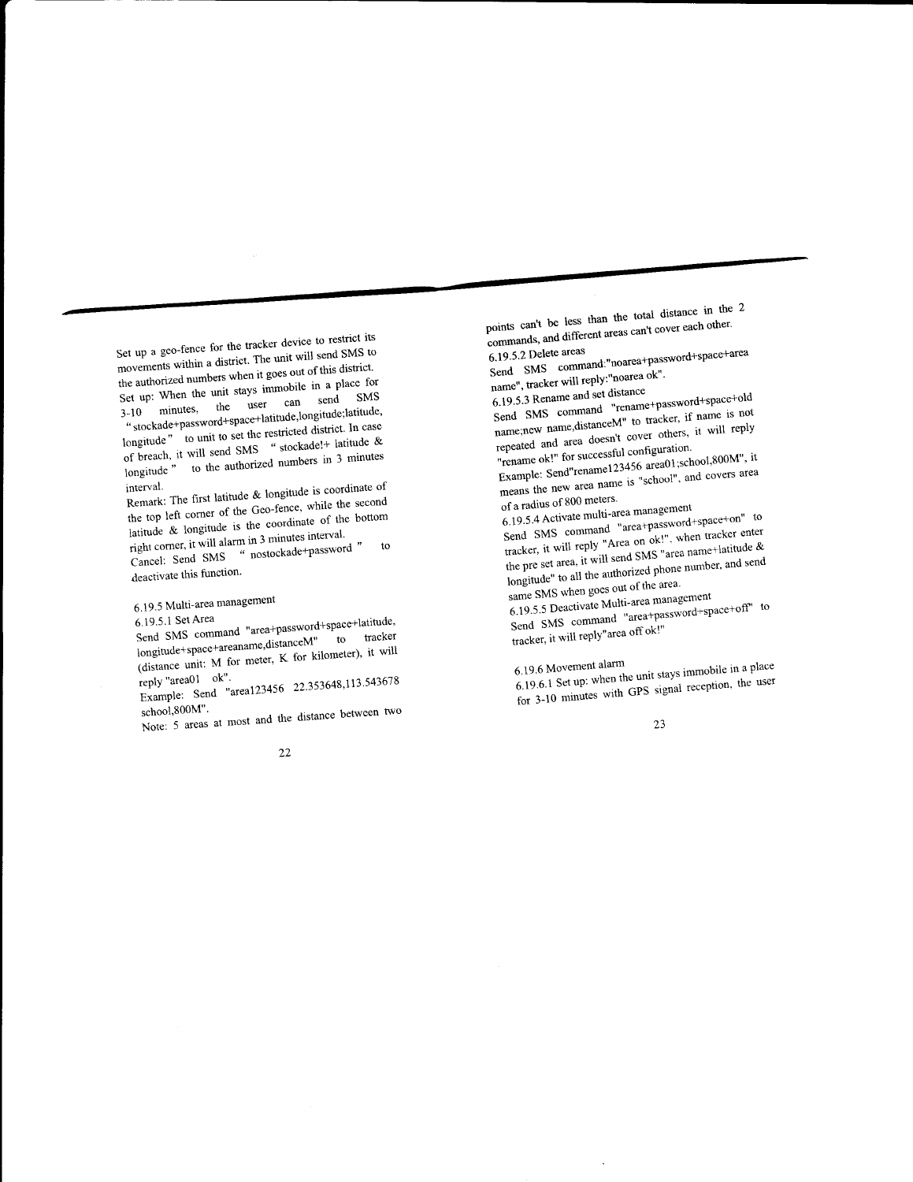Set up a geo-fence for the tracker device to restrict its movements within a district. The unit will send SMS to the authorized numbers when it goes out of this district.

Set up: When the unit stays immobile in a place for 3-10 minutes, the user can send SMS "stockade+password+space+latitude,longitude;latitude, longitude" to unit to set the restricted district. In case of breach, it will send SMS "stockade!+ latitude & longitude" to the authorized numbers in 3 minutes interval.

Remark: The first latitude & longitude is coordinate of the top left corner of the Geo-fence, while the second latitude & longitude is the coordinate of the bottom right corner, it will alarm in 3 minutes interval.

Cancel: Send SMS "nostockade+password" to deactivate this function.

6.19.5 Multi-area management

6.19.5.1 Set Area

Send SMS command "area+password+space+latitude, longitude+space+areaname,distanceM" to tracker (distance unit: M for meter, K for kilometer), it will reply "area01 ok".

Example: Send "area123456 22.353648,113.543678 school,800M".

Note: 5 areas at most and the distance between two points can't be less than the total distance in the 2 commands, and different areas can't cover each other.

6.19.5.2 Delete areas

Send SMS command:"noarea+password+space+area name", tracker will reply:"noarea ok".

6.19.5.3 Rename and set distance

Send SMS command "rename+password+space+old name;new name,distanceM" to tracker, if name is not repeated and area doesn't cover others, it will reply "rename ok!" for successful configuration.

Example: Send"rename123456 area01;school,800M", it means the new area name is "school", and covers area of a radius of 800 meters.

6.19.5.4 Activate multi-area management

Send SMS command "area+password+space+on" to tracker, it will reply "Area on ok!", when tracker enter the pre set area, it will send SMS "area name+latitude & longitude" to all the authorized phone number, and send same SMS when goes out of the area.

6.19.5.5 Deactivate Multi-area management

Send SMS command "area+password+space+off" to tracker, it will reply"area off ok!"

6.19.6 Movement alarm

6.19.6.1 Set up: when the unit stays immobile in a place for 3-10 minutes with GPS signal reception, the user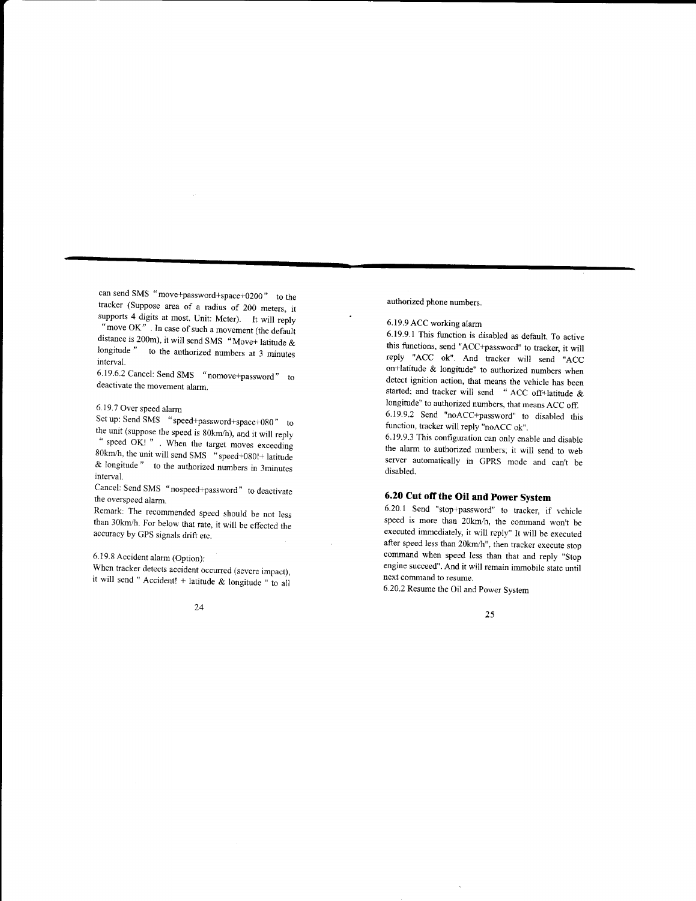can send SMS "move+password+space+0200" to the tracker (Suppose area of a radius of 200 meters, it supports 4 digits at most. Unit: Meter). It will reply "move OK". In case of such a movement (the default distance is 200m), it will send SMS "Move+ latitude & longitude" to the authorized numbers at 3 minutes interval.

6.19.6.2 Cancel: Send SMS "nomove+password" to deactivate the movement alarm.

6.19.7 Over speed alarm

Set up: Send SMS "speed+password+space+080" to the unit (suppose the speed is 80km/h), and it will reply "speed OK!". When the target moves exceeding 80km/h, the unit will send SMS "speed+080!+ latitude & longitude" to the authorized numbers in 3minutes interval.

Cancel: Send SMS "nospeed+password" to deactivate the overspeed alarm.

Remark: The recommended speed should be not less than 30km/h. For below that rate, it will be effected the accuracy by GPS signals drift etc.

6.19.8 Accident alarm (Option):

When tracker detects accident occurred (severe impact), it will send " Accident! + latitude & longitude " to all authorized phone numbers.

6.19.9 ACC working alarm

6.19.9.1 This function is disabled as default. To active this functions, send "ACC+password" to tracker, it will reply "ACC ok". And tracker will send "ACC on+latitude & longitude" to authorized numbers when detect ignition action, that means the vehicle has been started; and tracker will send "ACC off+latitude & longitude" to authorized numbers, that means ACC off.

6.19.9.2 Send "noACC+password" to disabled this function, tracker will reply "noACC ok".

6.19.9.3 This configuration can only enable and disable the alarm to authorized numbers; it will send to web server automatically in GPRS mode and can't be disabled.

## 6.20 Cut off the Oil and Power System

6.20.1 Send "stop+password" to tracker, if vehicle speed is more than 20km/h, the command won't be executed immediately, it will reply" It will be executed after speed less than 20km/h", then tracker execute stop command when speed less than that and reply "Stop engine succeed". And it will remain immobile state until next command to resume.

6.20.2 Resume the Oil and Power System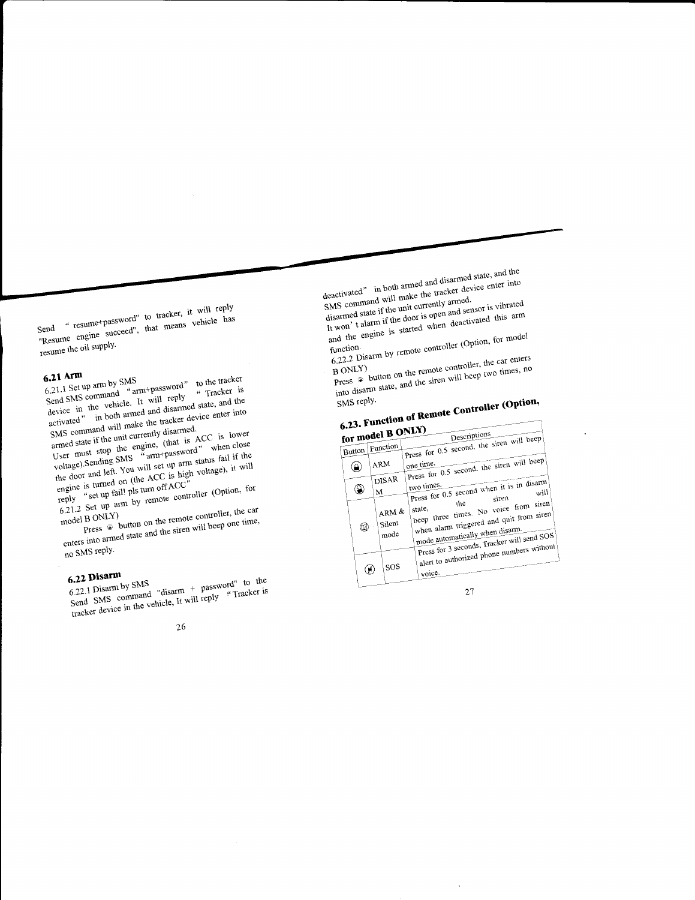Send "resume+password" to tracker, it will reply "Resume engine succeed", that means vehicle has resume the oil supply.

### 6.21 Arm

6.21.1 Set up arm by SMS

Send SMS command "arm+password" to the tracker device in the vehicle. It will reply "Tracker is activated" in both armed and disarmed state, and the SMS command will make the tracker device enter into armed state if the unit currently disarmed.

User must stop the engine, (that is ACC is lower voltage).Sending SMS "arm+password" when close the door and left. You will set up arm status fail if the engine is turned on (the ACC is high voltage), it will reply "set up fail! pls turn off ACC"

6.21.2 Set up arm by remote controller (Option, for model B ONLY)

Press button on the remote controller, the car enters into armed state and the siren will beep one time, no SMS reply.

### 6.22 Disarm

6.22.1 Disarm by SMS

Send SMS command "disarm + password" to the tracker device in the vehicle, It will reply "Tracker is deactivated" in both armed and disarmed state, and the SMS command will make the tracker device enter into disarmed state if the unit currently armed.

It won't alarm if the door is open and sensor is vibrated and the engine is started when deactivated this arm function.

6.22.2 Disarm by remote controller (Option, for model B ONLY)

Press button on the remote controller, the car enters into disarm state, and the siren will beep two times, no SMS reply.

### 6.23. Function of Remote Controller (Option, for model B ONLY)

| Button | Function | Descriptions |
| --- | --- | --- |
| | ARM | Press for 0.5 second. the siren will beep one time. |
| | DISARM | Press for 0.5 second. the siren will beep two times. |
| | ARM & Silent mode | Press for 0.5 second when it is in disarm state, the siren will beep three times. No voice from siren when alarm triggered and quit from siren mode automatically when disarm. |
| | SOS | Press for 3 seconds, Tracker will send SOS alert to authorized phone numbers without voice. |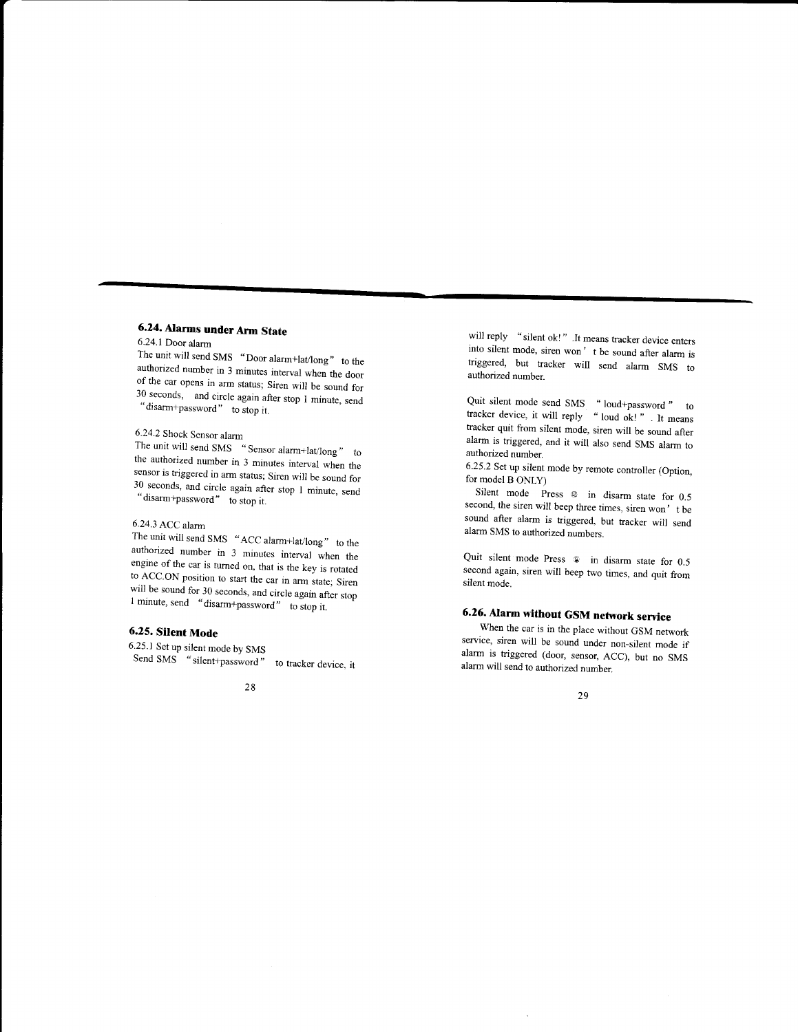## 6.24. Alarms under Arm State

6.24.1 Door alarm

The unit will send SMS "Door alarm+lat/long" to the authorized number in 3 minutes interval when the door of the car opens in arm status; Siren will be sound for 30 seconds, and circle again after stop 1 minute, send "disarm+password" to stop it.

6.24.2 Shock Sensor alarm

The unit will send SMS "Sensor alarm+lat/long" to the authorized number in 3 minutes interval when the sensor is triggered in arm status; Siren will be sound for 30 seconds, and circle again after stop 1 minute, send "disarm+password" to stop it.

6.24.3 ACC alarm

The unit will send SMS "ACC alarm+lat/long" to the authorized number in 3 minutes interval when the engine of the car is turned on, that is the key is rotated to ACC.ON position to start the car in arm state; Siren will be sound for 30 seconds, and circle again after stop 1 minute, send "disarm+password" to stop it.

## 6.25. Silent Mode

6.25.1 Set up silent mode by SMS

Send SMS "silent+password" to tracker device, it will reply "silent ok!" .It means tracker device enters into silent mode, siren won't be sound after alarm is triggered, but tracker will send alarm SMS to authorized number.

Quit silent mode send SMS "loud+password" to tracker device, it will reply "loud ok!" . It means tracker quit from silent mode, siren will be sound after alarm is triggered, and it will also send SMS alarm to authorized number.

6.25.2 Set up silent mode by remote controller (Option, for model B ONLY)

Silent mode Press in disarm state for 0.5 second, the siren will beep three times, siren won't be sound after alarm is triggered, but tracker will send alarm SMS to authorized numbers.

Quit silent mode Press in disarm state for 0.5 second again, siren will beep two times, and quit from silent mode.

## 6.26. Alarm without GSM network service

When the car is in the place without GSM network service, siren will be sound under non-silent mode if alarm is triggered (door, sensor, ACC), but no SMS alarm will send to authorized number.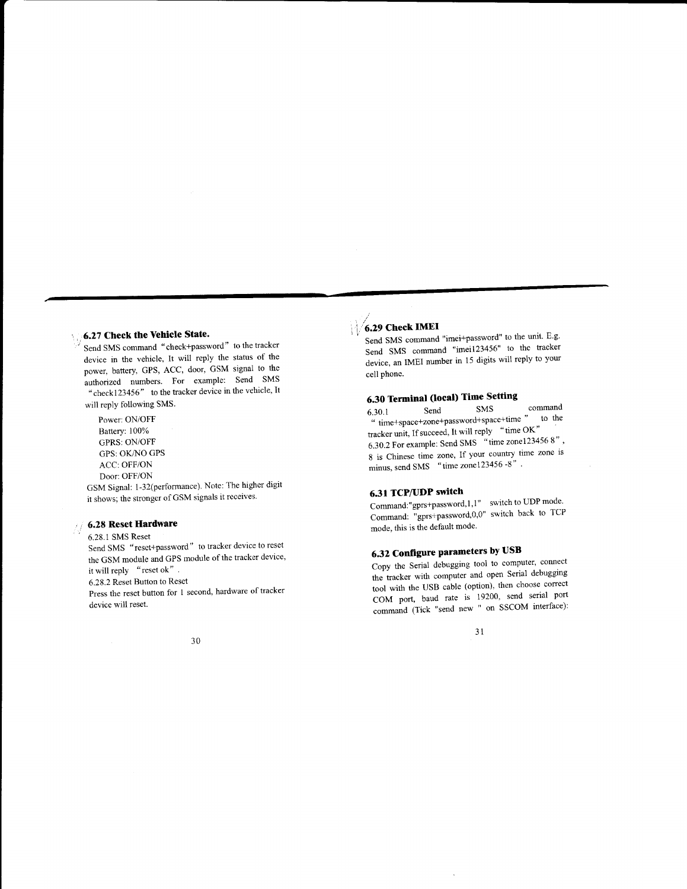### 6.27 Check the Vehicle State.

Send SMS command "check+password" to the tracker device in the vehicle, It will reply the status of the power, battery, GPS, ACC, door, GSM signal to the authorized numbers. For example: Send SMS "check123456" to the tracker device in the vehicle, It will reply following SMS.

Power: ON/OFF
Battery: 100%
GPRS: ON/OFF
GPS: OK/NO GPS
ACC: OFF/ON
Door: OFF/ON

GSM Signal: 1-32(performance). Note: The higher digit it shows; the stronger of GSM signals it receives.

### 6.28 Reset Hardware

6.28.1 SMS Reset

Send SMS "reset+password" to tracker device to reset the GSM module and GPS module of the tracker device, it will reply "reset ok".

6.28.2 Reset Button to Reset

Press the reset button for 1 second, hardware of tracker device will reset.

### 6.29 Check IMEI

Send SMS command "imei+password" to the unit. E.g. Send SMS command "imei123456" to the tracker device, an IMEI number in 15 digits will reply to your cell phone.

### 6.30 Terminal (local) Time Setting

6.30.1 Send SMS command " time+space+zone+password+space+time " to the tracker unit, If succeed, It will reply "time OK"

6.30.2 For example: Send SMS "time zone123456 8", 8 is Chinese time zone, If your country time zone is minus, send SMS "time zone123456 -8".

### 6.31 TCP/UDP switch

Command:"gprs+password,1,1" switch to UDP mode.
Command: "gprs+password,0,0" switch back to TCP mode, this is the default mode.

### 6.32 Configure parameters by USB

Copy the Serial debugging tool to computer, connect the tracker with computer and open Serial debugging tool with the USB cable (option), then choose correct COM port, baud rate is 19200, send serial port command (Tick "send new " on SSCOM interface):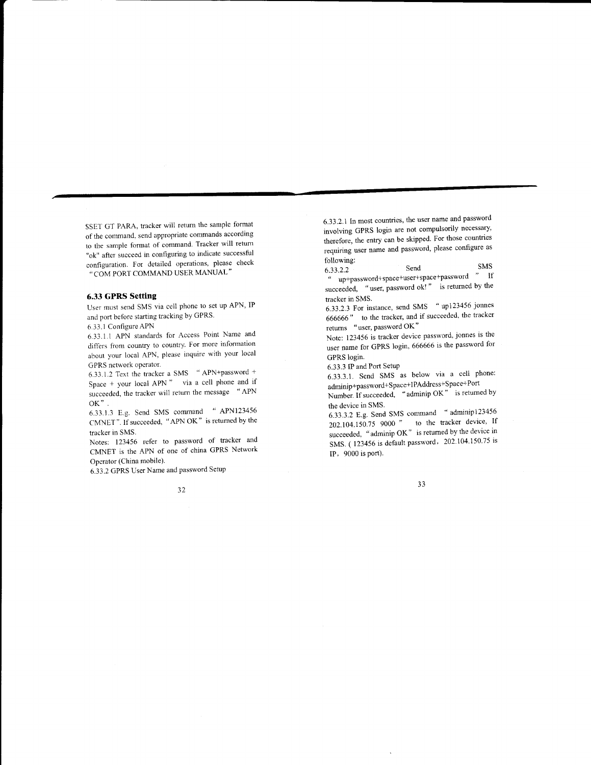$SET GT PARA, tracker will return the sample format of the command, send appropriate commands according to the sample format of command. Tracker will return "ok" after succeed in configuring to indicate successful configuration. For detailed operations, please check "COM PORT COMMAND USER MANUAL"

### 6.33 GPRS Setting

User must send SMS via cell phone to set up APN, IP and port before starting tracking by GPRS.

6.33.1 Configure APN

6.33.1.1 APN standards for Access Point Name and differs from country to country. For more information about your local APN, please inquire with your local GPRS network operator.

6.33.1.2 Text the tracker a SMS "APN+password + Space + your local APN" via a cell phone and if succeeded, the tracker will return the message "APN OK".

6.33.1.3 E.g. Send SMS command "APN123456 CMNET". If succeeded, "APN OK" is returned by the tracker in SMS.

Notes: 123456 refer to password of tracker and CMNET is the APN of one of china GPRS Network Operator (China mobile).

6.33.2 GPRS User Name and password Setup

6.33.2.1 In most countries, the user name and password involving GPRS login are not compulsorily necessary, therefore, the entry can be skipped. For those countries requiring user name and password, please configure as following:

6.33.2.2 Send SMS "up+password+space+user+space+password" If succeeded, "user, password ok!" is returned by the tracker in SMS.

6.33.2.3 For instance, send SMS "up123456 jonnes 666666" to the tracker, and if succeeded, the tracker returns "user, password OK"

Note: 123456 is tracker device password, jonnes is the user name for GPRS login, 666666 is the password for GPRS login.

6.33.3 IP and Port Setup

6.33.3.1. Send SMS as below via a cell phone: adminip+password+Space+IPAddress+Space+Port Number. If succeeded, "adminip OK" is returned by the device in SMS.

6.33.3.2 E.g. Send SMS command "adminip123456 202.104.150.75 9000" to the tracker device, If succeeded, "adminip OK" is returned by the device in SMS. ( 123456 is default password, 202.104.150.75 is IP, 9000 is port).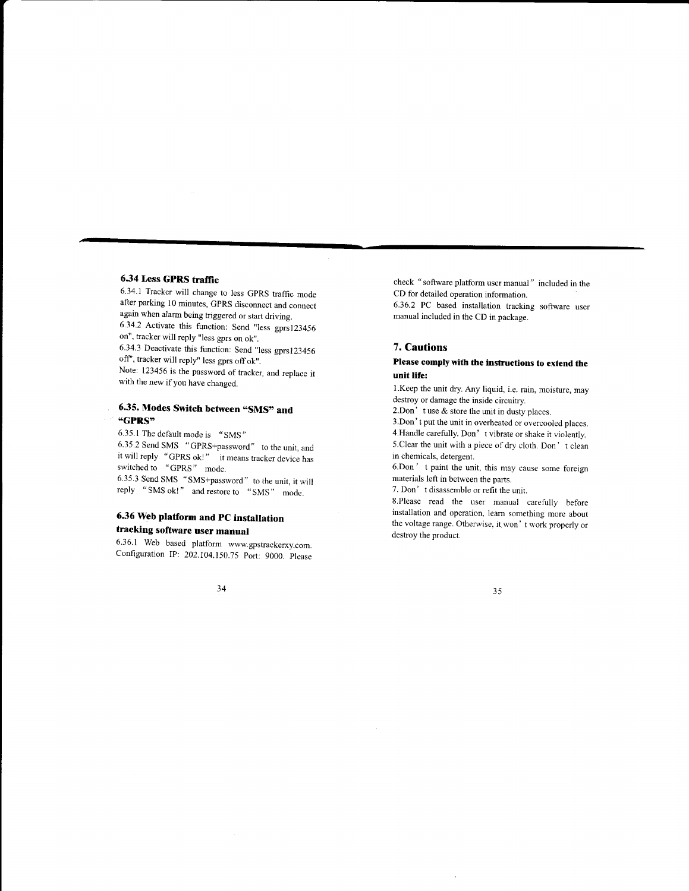## 6.34 Less GPRS traffic

6.34.1 Tracker will change to less GPRS traffic mode after parking 10 minutes, GPRS disconnect and connect again when alarm being triggered or start driving.

6.34.2 Activate this function: Send "less gprs123456 on", tracker will reply "less gprs on ok".

6.34.3 Deactivate this function: Send "less gprs123456 off", tracker will reply" less gprs off ok".

Note: 123456 is the password of tracker, and replace it with the new if you have changed.

## 6.35. Modes Switch between "SMS" and "GPRS"

6.35.1 The default mode is "SMS"

6.35.2 Send SMS "GPRS+password" to the unit, and it will reply "GPRS ok!" it means tracker device has switched to "GPRS" mode.

6.35.3 Send SMS "SMS+password" to the unit, it will reply "SMS ok!" and restore to "SMS" mode.

## 6.36 Web platform and PC installation tracking software user manual

6.36.1 Web based platform www.gpstrackerxy.com. Configuration IP: 202.104.150.75 Port: 9000. Please check "software platform user manual" included in the CD for detailed operation information.

6.36.2 PC based installation tracking software user manual included in the CD in package.

# 7. Cautions

**Please comply with the instructions to extend the unit life:**

1.Keep the unit dry. Any liquid, i.e. rain, moisture, may destroy or damage the inside circuitry.

2.Don't use & store the unit in dusty places.

3.Don't put the unit in overheated or overcooled places.

4.Handle carefully. Don't vibrate or shake it violently.

5.Clear the unit with a piece of dry cloth. Don't clean in chemicals, detergent.

6.Don't paint the unit, this may cause some foreign materials left in between the parts.

7. Don't disassemble or refit the unit.

8.Please read the user manual carefully before installation and operation, learn something more about the voltage range. Otherwise, it won't work properly or destroy the product.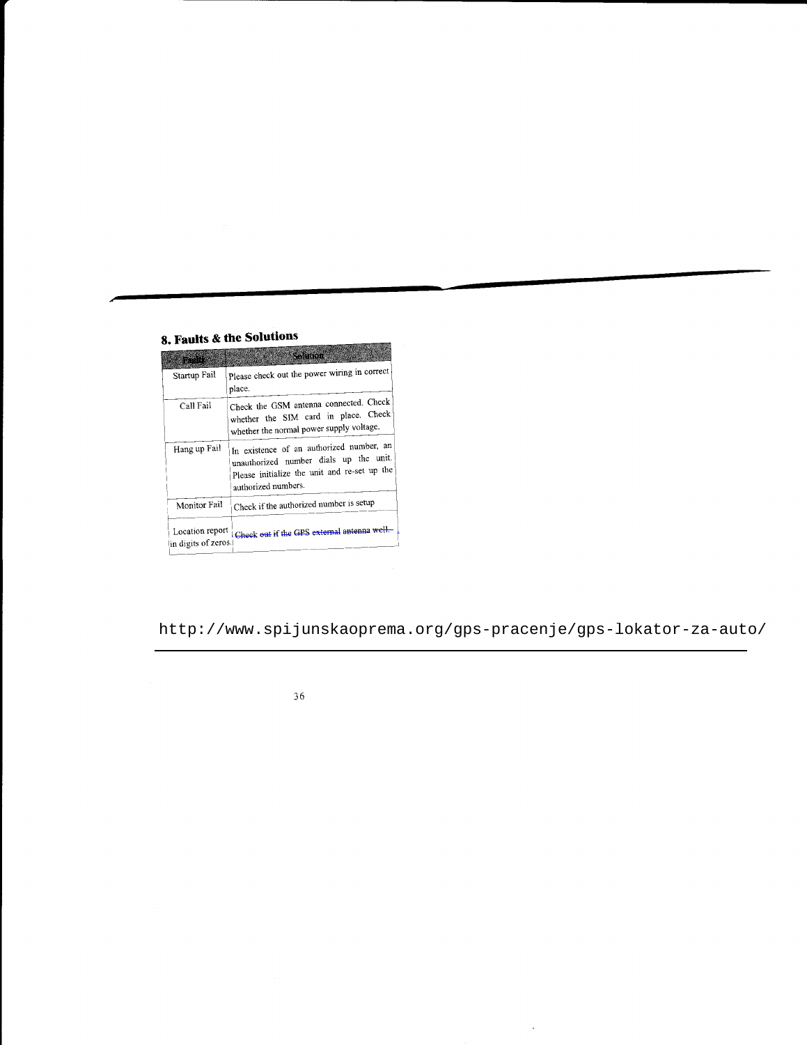## 8. Faults & the Solutions

| Faults | Solution |
|---|---|
| Startup Fail | Please check out the power wiring in correct place. |
| Call Fail | Check the GSM antenna connected. Check whether the SIM card in place. Check whether the normal power supply voltage. |
| Hang up Fail | In existence of an authorized number, an unauthorized number dials up the unit. Please initialize the unit and re-set up the authorized numbers. |
| Monitor Fail | Check if the authorized number is setup |
| Location report in digits of zeros. | Check out if the GPS external antenna well. |

http://www.spijunskaoprema.org/gps-pracenje/gps-lokator-za-auto/